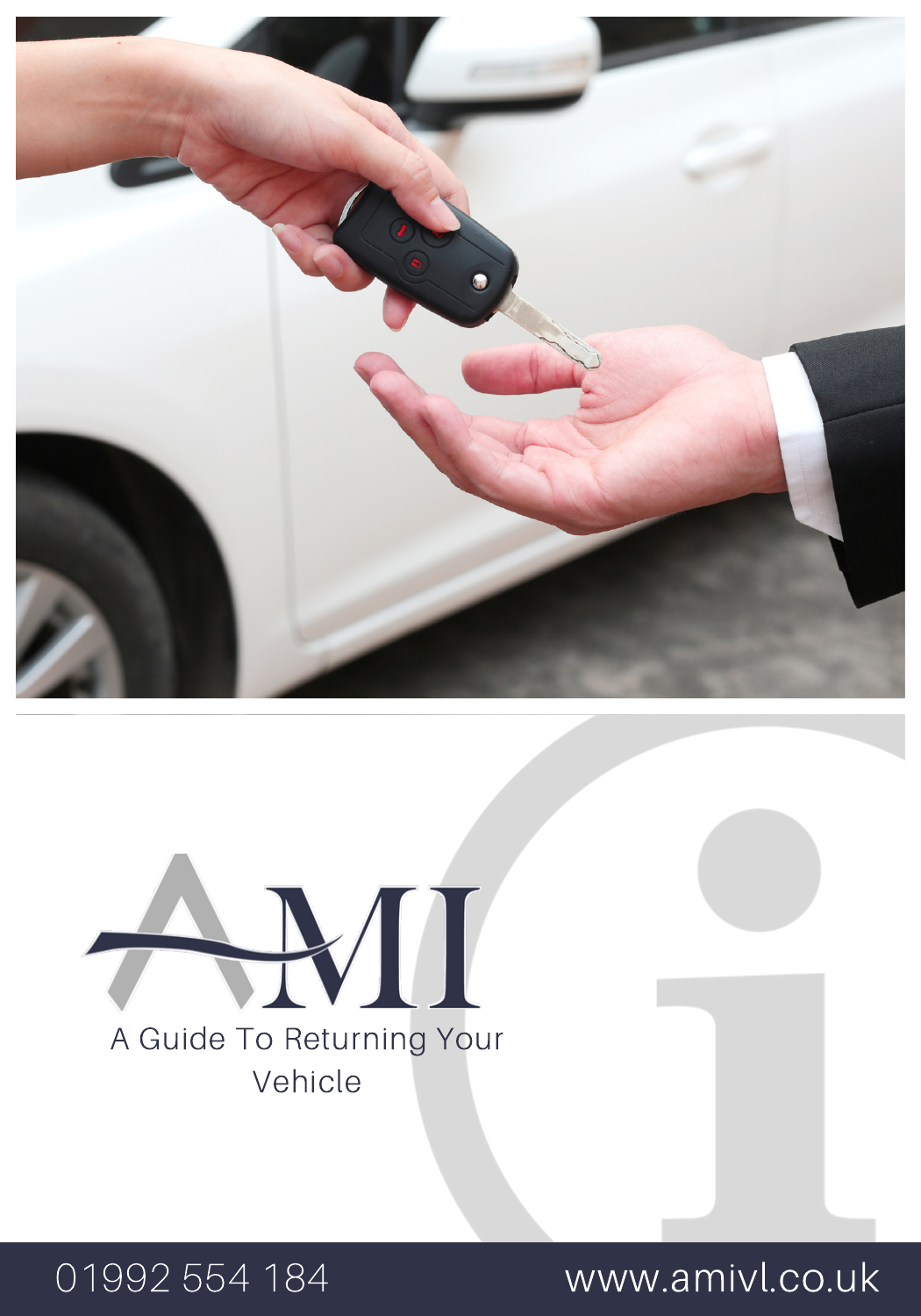AMI

# A Guide To Returning Your Vehicle

01992 554 184

www.amivl.co.uk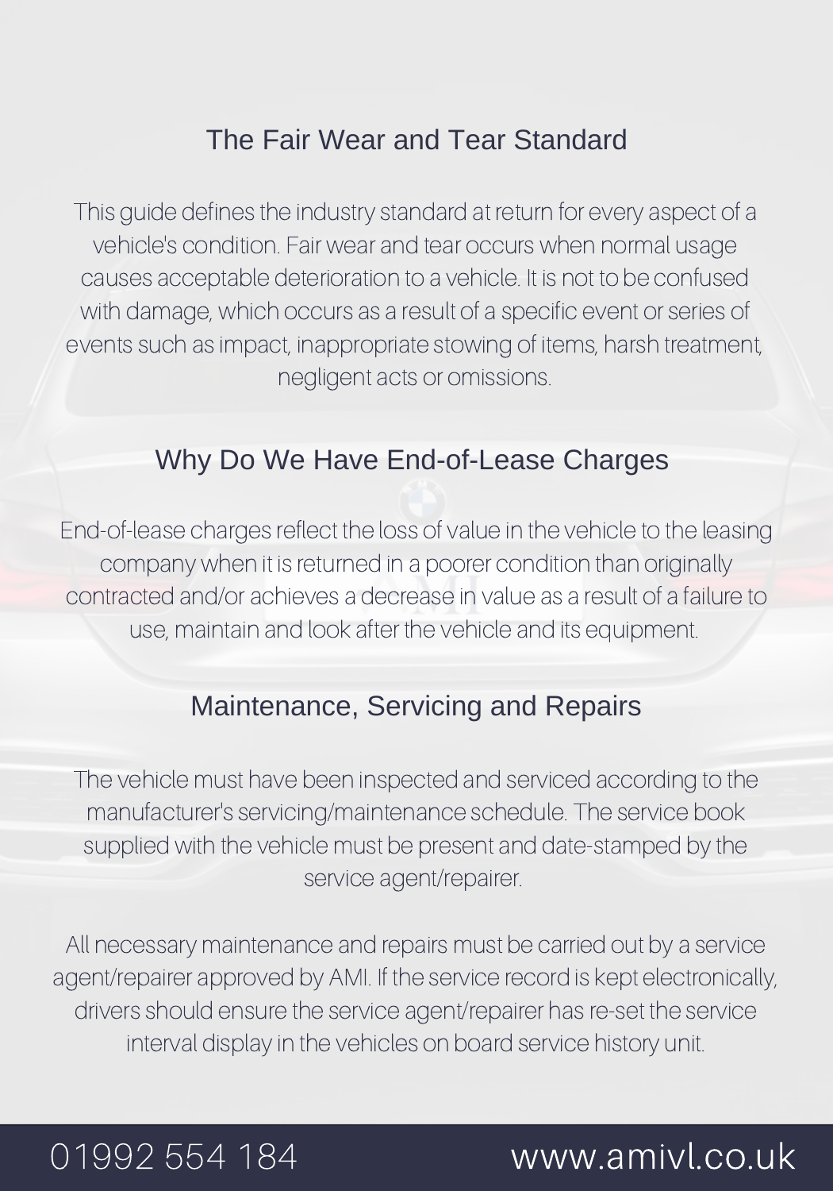## The Fair Wear and Tear Standard

This guide defines the industry standard at return for every aspect of a vehicle's condition. Fair wear and tear occurs when normal usage causes acceptable deterioration to a vehicle. It is not to be confused with damage, which occurs as a result of a specific event or series of events such as impact, inappropriate stowing of items, harsh treatment, negligent acts or omissions.

## Why Do We Have End-of-Lease Charges

End-of-lease charges reflect the loss of value in the vehicle to the leasing company when it is returned in a poorer condition than originally contracted and/or achieves a decrease in value as a result of a failure to use, maintain and look after the vehicle and its equipment.

## Maintenance, Servicing and Repairs

The vehicle must have been inspected and serviced according to the manufacturer's servicing/maintenance schedule. The service book supplied with the vehicle must be present and date-stamped by the service agent/repairer.

All necessary maintenance and repairs must be carried out by a service agent/repairer approved by AMI. If the service record is kept electronically, drivers should ensure the service agent/repairer has re-set the service interval display in the vehicles on board service history unit.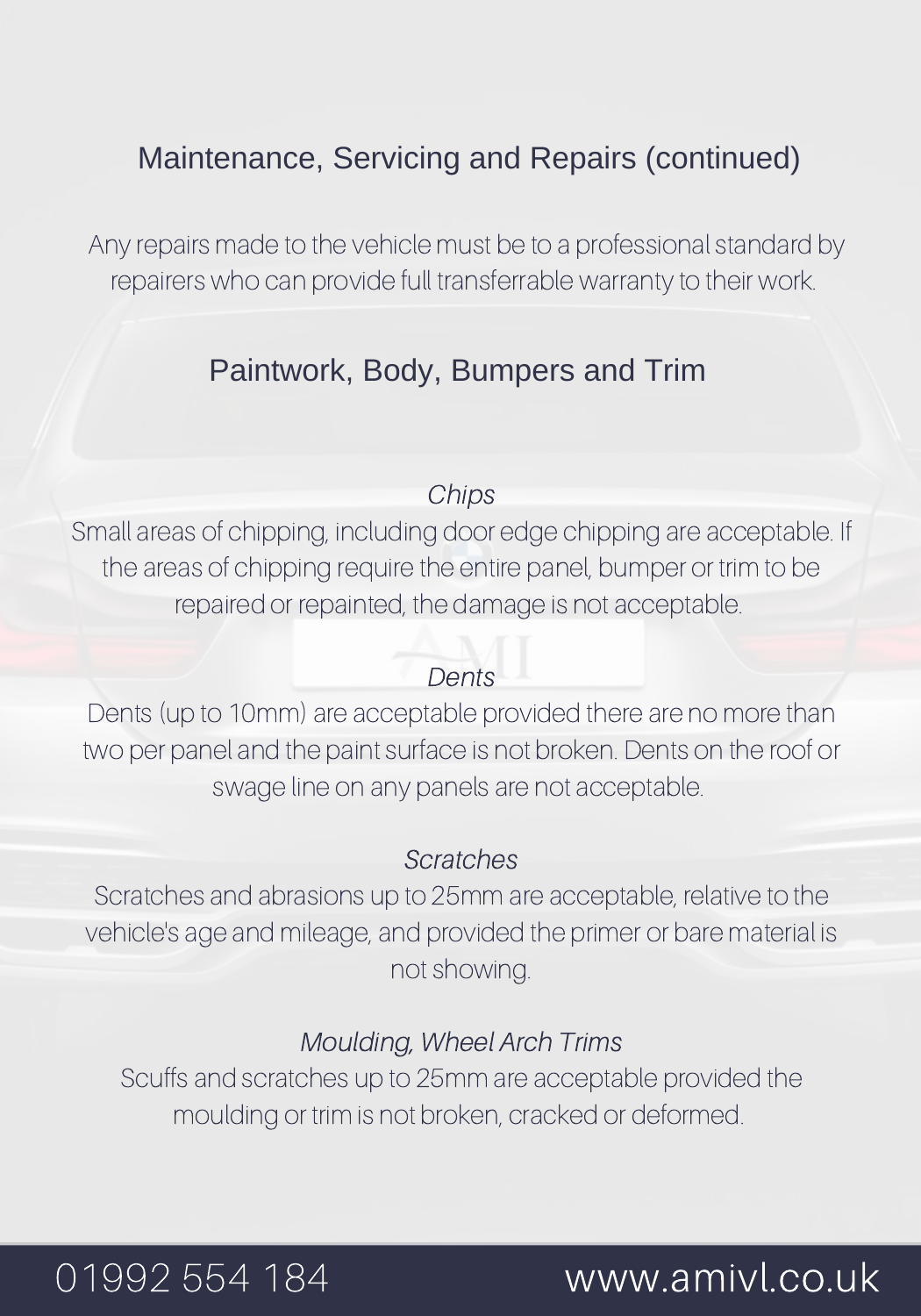## Maintenance, Servicing and Repairs (continued)

Any repairs made to the vehicle must be to a professional standard by repairers who can provide full transferrable warranty to their work.

## Paintwork, Body, Bumpers and Trim

*Chips*

Small areas of chipping, including door edge chipping are acceptable. If the areas of chipping require the entire panel, bumper or trim to be repaired or repainted, the damage is not acceptable.

*Dents*

Dents (up to 10mm) are acceptable provided there are no more than two per panel and the paint surface is not broken. Dents on the roof or swage line on any panels are not acceptable.

*Scratches*

Scratches and abrasions up to 25mm are acceptable, relative to the vehicle's age and mileage, and provided the primer or bare material is not showing.

*Moulding, Wheel Arch Trims*

Scuffs and scratches up to 25mm are acceptable provided the moulding or trim is not broken, cracked or deformed.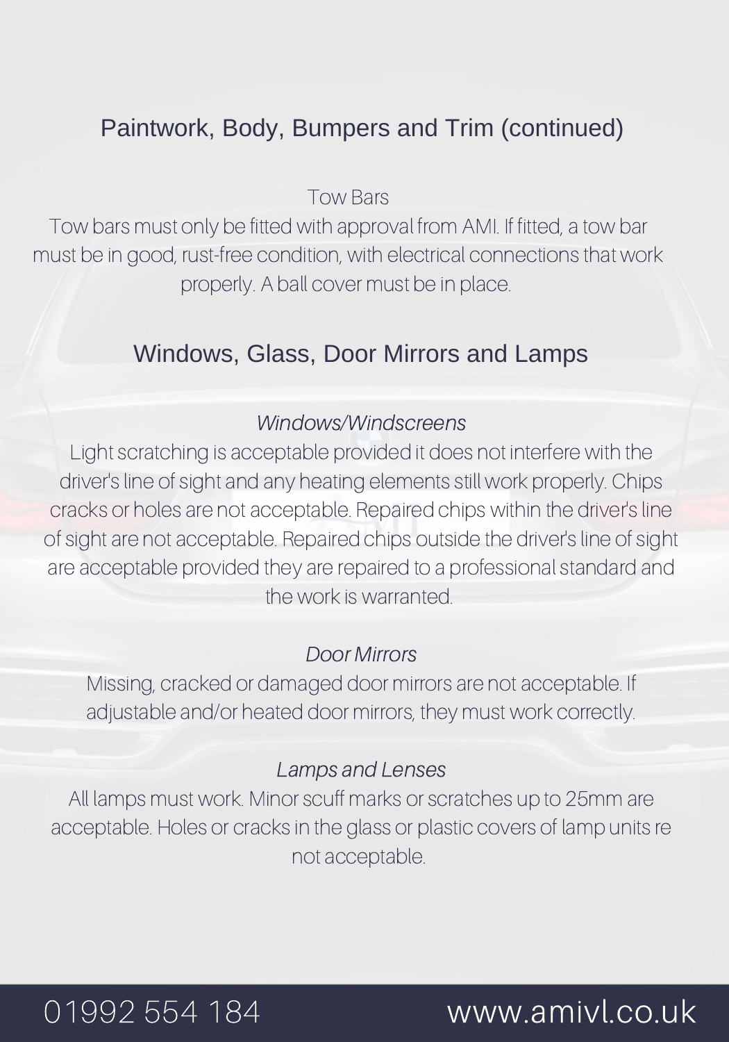## Paintwork, Body, Bumpers and Trim (continued)

### Tow Bars

Tow bars must only be fitted with approval from AMI. If fitted, a tow bar must be in good, rust-free condition, with electrical connections that work properly. A ball cover must be in place.

## Windows, Glass, Door Mirrors and Lamps

### *Windows/Windscreens*

Light scratching is acceptable provided it does not interfere with the driver's line of sight and any heating elements still work properly. Chips cracks or holes are not acceptable. Repaired chips within the driver's line of sight are not acceptable. Repaired chips outside the driver's line of sight are acceptable provided they are repaired to a professional standard and the work is warranted.

### *Door Mirrors*

Missing, cracked or damaged door mirrors are not acceptable. If adjustable and/or heated door mirrors, they must work correctly.

### *Lamps and Lenses*

All lamps must work. Minor scuff marks or scratches up to 25mm are acceptable. Holes or cracks in the glass or plastic covers of lamp units re not acceptable.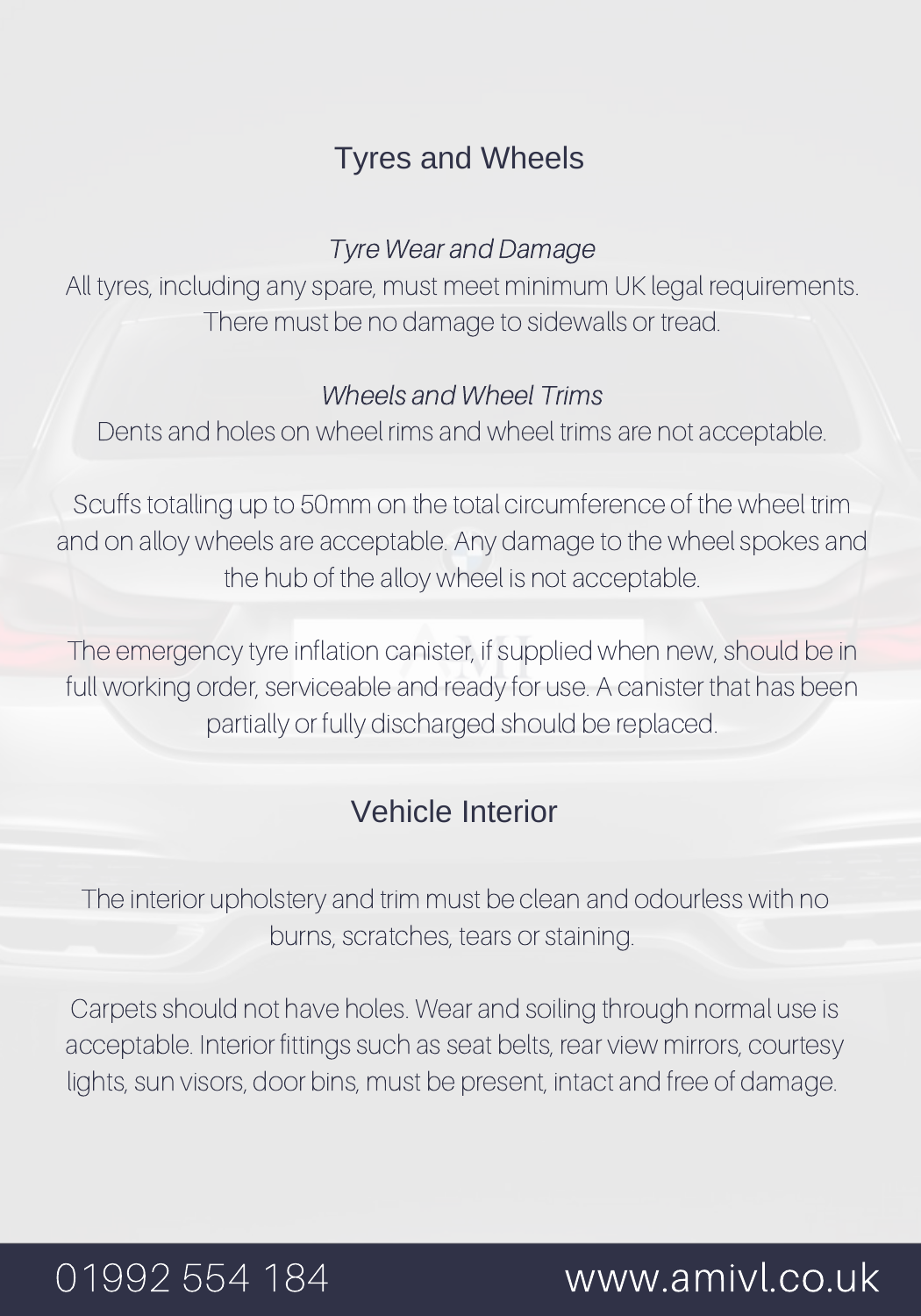## Tyres and Wheels

### *Tyre Wear and Damage*

All tyres, including any spare, must meet minimum UK legal requirements. There must be no damage to sidewalls or tread.

### *Wheels and Wheel Trims*

Dents and holes on wheel rims and wheel trims are not acceptable.

Scuffs totalling up to 50mm on the total circumference of the wheel trim and on alloy wheels are acceptable. Any damage to the wheel spokes and the hub of the alloy wheel is not acceptable.

The emergency tyre inflation canister, if supplied when new, should be in full working order, serviceable and ready for use. A canister that has been partially or fully discharged should be replaced.

## Vehicle Interior

The interior upholstery and trim must be clean and odourless with no burns, scratches, tears or staining.

Carpets should not have holes. Wear and soiling through normal use is acceptable. Interior fittings such as seat belts, rear view mirrors, courtesy lights, sun visors, door bins, must be present, intact and free of damage.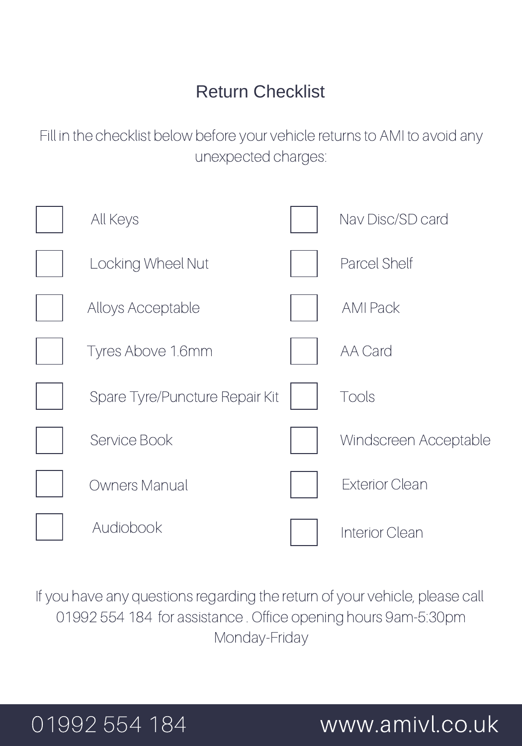# Return Checklist

Fill in the checklist below before your vehicle returns to AMI to avoid any unexpected charges:

- [ ] All Keys
- [ ] Locking Wheel Nut
- [ ] Alloys Acceptable
- [ ] Tyres Above 1.6mm
- [ ] Spare Tyre/Puncture Repair Kit
- [ ] Service Book
- [ ] Owners Manual
- [ ] Audiobook
- [ ] Nav Disc/SD card
- [ ] Parcel Shelf
- [ ] AMI Pack
- [ ] AA Card
- [ ] Tools
- [ ] Windscreen Acceptable
- [ ] Exterior Clean
- [ ] Interior Clean

If you have any questions regarding the return of your vehicle, please call 01992 554 184 for assistance . Office opening hours 9am-5:30pm Monday-Friday

01992 554 184 www.amivl.co.uk